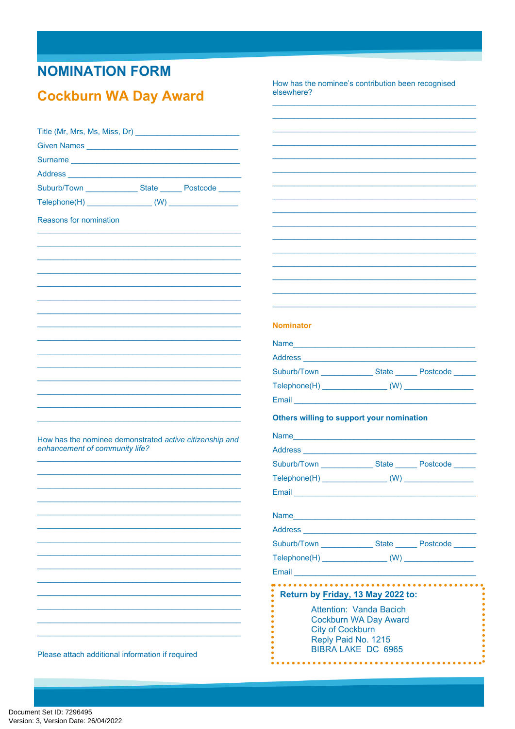# NOMINATION FORM

## Cockburn WA Day Award

Title (Mr, Mrs, Ms, Miss, Dr) ______________________

Given Names ___________________________________

Surname ______________________________________

Address ______________________________________

Suburb/Town ____________ State _____ Postcode _____

Telephone(H) ______________ (W) ________________

Reasons for nomination

______________________________________________

______________________________________________

______________________________________________

______________________________________________

______________________________________________

______________________________________________

______________________________________________

______________________________________________

______________________________________________

______________________________________________

______________________________________________

______________________________________________

______________________________________________

______________________________________________

______________________________________________

How has the nominee demonstrated *active citizenship and enhancement of community life?*

______________________________________________

______________________________________________

______________________________________________

______________________________________________

______________________________________________

______________________________________________

______________________________________________

______________________________________________

______________________________________________

______________________________________________

______________________________________________

______________________________________________

______________________________________________

______________________________________________

Please attach additional information if required

How has the nominee's contribution been recognised elsewhere?

______________________________________________

______________________________________________

______________________________________________

______________________________________________

______________________________________________

______________________________________________

______________________________________________

______________________________________________

______________________________________________

______________________________________________

______________________________________________

______________________________________________

______________________________________________

______________________________________________

______________________________________________

______________________________________________

### Nominator

Name__________________________________________

Address _______________________________________

Suburb/Town ____________ State _____ Postcode _____

Telephone(H) ______________ (W) ________________

Email _________________________________________

### Others willing to support your nomination

Name__________________________________________

Address _______________________________________

Suburb/Town ____________ State _____ Postcode _____

Telephone(H) ______________ (W) ________________

Email _________________________________________

Name__________________________________________

Address _______________________________________

Suburb/Town ____________ State _____ Postcode _____

Telephone(H) ______________ (W) ________________

Email _________________________________________

**Return by Friday, 13 May 2022 to:**

Attention: Vanda Bacich
Cockburn WA Day Award
City of Cockburn
Reply Paid No. 1215
BIBRA LAKE DC 6965

Document Set ID: 7296495
Version: 3, Version Date: 26/04/2022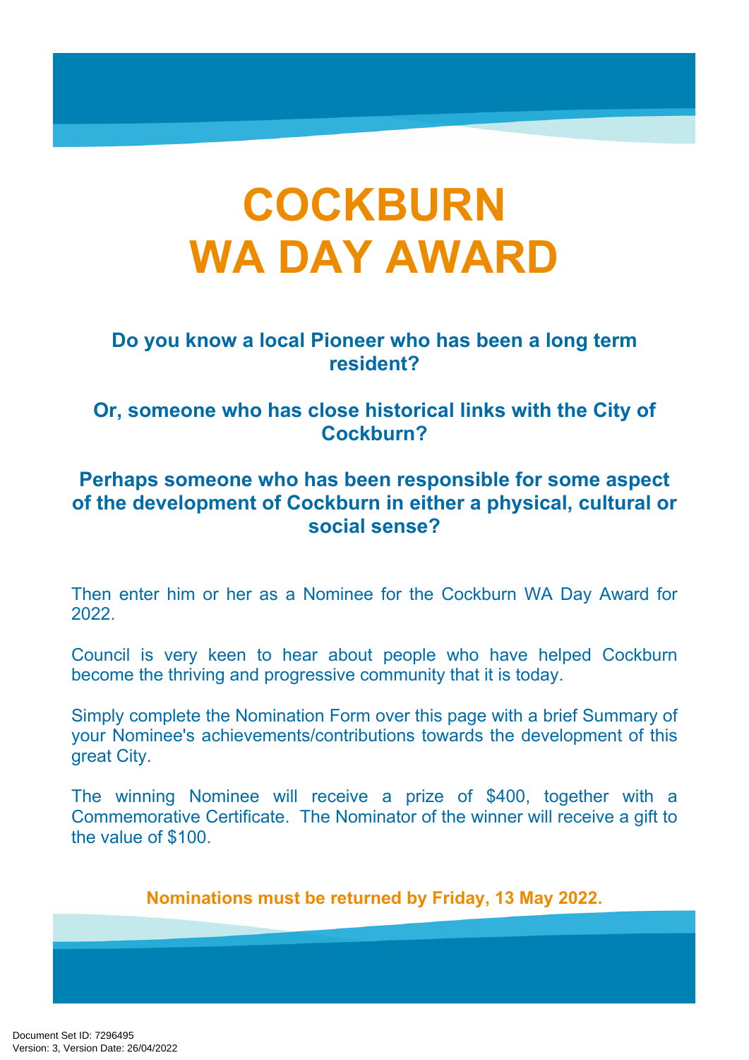# COCKBURN WA DAY AWARD

**Do you know a local Pioneer who has been a long term resident?**

**Or, someone who has close historical links with the City of Cockburn?**

**Perhaps someone who has been responsible for some aspect of the development of Cockburn in either a physical, cultural or social sense?**

Then enter him or her as a Nominee for the Cockburn WA Day Award for 2022.

Council is very keen to hear about people who have helped Cockburn become the thriving and progressive community that it is today.

Simply complete the Nomination Form over this page with a brief Summary of your Nominee's achievements/contributions towards the development of this great City.

The winning Nominee will receive a prize of $400, together with a Commemorative Certificate. The Nominator of the winner will receive a gift to the value of $100.

**Nominations must be returned by Friday, 13 May 2022.**